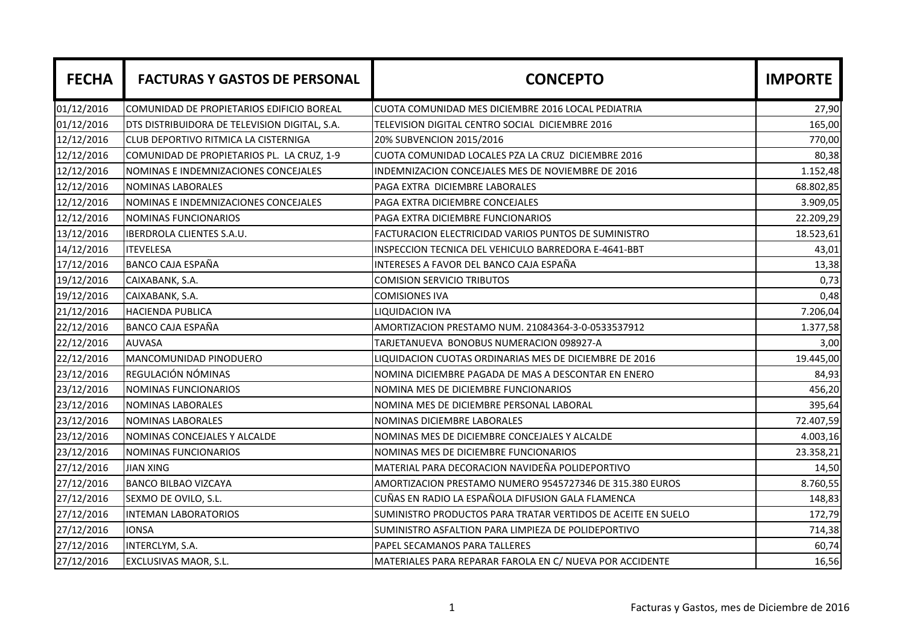| FECHA | FACTURAS Y GASTOS DE PERSONAL | CONCEPTO | IMPORTE |
|---|---|---|---|
| 01/12/2016 | COMUNIDAD DE PROPIETARIOS EDIFICIO BOREAL | CUOTA COMUNIDAD MES DICIEMBRE 2016 LOCAL PEDIATRIA | 27,90 |
| 01/12/2016 | DTS DISTRIBUIDORA DE TELEVISION DIGITAL, S.A. | TELEVISION DIGITAL CENTRO SOCIAL DICIEMBRE 2016 | 165,00 |
| 12/12/2016 | CLUB DEPORTIVO RITMICA LA CISTERNIGA | 20% SUBVENCION 2015/2016 | 770,00 |
| 12/12/2016 | COMUNIDAD DE PROPIETARIOS PL. LA CRUZ, 1-9 | CUOTA COMUNIDAD LOCALES PZA LA CRUZ DICIEMBRE 2016 | 80,38 |
| 12/12/2016 | NOMINAS E INDEMNIZACIONES CONCEJALES | INDEMNIZACION CONCEJALES MES DE NOVIEMBRE DE 2016 | 1.152,48 |
| 12/12/2016 | NOMINAS LABORALES | PAGA EXTRA DICIEMBRE LABORALES | 68.802,85 |
| 12/12/2016 | NOMINAS E INDEMNIZACIONES CONCEJALES | PAGA EXTRA DICIEMBRE CONCEJALES | 3.909,05 |
| 12/12/2016 | NOMINAS FUNCIONARIOS | PAGA EXTRA DICIEMBRE FUNCIONARIOS | 22.209,29 |
| 13/12/2016 | IBERDROLA CLIENTES S.A.U. | FACTURACION ELECTRICIDAD VARIOS PUNTOS DE SUMINISTRO | 18.523,61 |
| 14/12/2016 | ITEVELESA | INSPECCION TECNICA DEL VEHICULO BARREDORA E-4641-BBT | 43,01 |
| 17/12/2016 | BANCO CAJA ESPAÑA | INTERESES A FAVOR DEL BANCO CAJA ESPAÑA | 13,38 |
| 19/12/2016 | CAIXABANK, S.A. | COMISION SERVICIO TRIBUTOS | 0,73 |
| 19/12/2016 | CAIXABANK, S.A. | COMISIONES IVA | 0,48 |
| 21/12/2016 | HACIENDA PUBLICA | LIQUIDACION IVA | 7.206,04 |
| 22/12/2016 | BANCO CAJA ESPAÑA | AMORTIZACION PRESTAMO NUM. 21084364-3-0-0533537912 | 1.377,58 |
| 22/12/2016 | AUVASA | TARJETANUEVA BONOBUS NUMERACION 098927-A | 3,00 |
| 22/12/2016 | MANCOMUNIDAD PINODUERO | LIQUIDACION CUOTAS ORDINARIAS MES DE DICIEMBRE DE 2016 | 19.445,00 |
| 23/12/2016 | REGULACIÓN NÓMINAS | NOMINA DICIEMBRE PAGADA DE MAS A DESCONTAR EN ENERO | 84,93 |
| 23/12/2016 | NOMINAS FUNCIONARIOS | NOMINA MES DE DICIEMBRE FUNCIONARIOS | 456,20 |
| 23/12/2016 | NOMINAS LABORALES | NOMINA MES DE DICIEMBRE PERSONAL LABORAL | 395,64 |
| 23/12/2016 | NOMINAS LABORALES | NOMINAS DICIEMBRE LABORALES | 72.407,59 |
| 23/12/2016 | NOMINAS CONCEJALES Y ALCALDE | NOMINAS MES DE DICIEMBRE CONCEJALES Y ALCALDE | 4.003,16 |
| 23/12/2016 | NOMINAS FUNCIONARIOS | NOMINAS MES DE DICIEMBRE FUNCIONARIOS | 23.358,21 |
| 27/12/2016 | JIAN XING | MATERIAL PARA DECORACION NAVIDEÑA POLIDEPORTIVO | 14,50 |
| 27/12/2016 | BANCO BILBAO VIZCAYA | AMORTIZACION PRESTAMO NUMERO 9545727346 DE 315.380 EUROS | 8.760,55 |
| 27/12/2016 | SEXMO DE OVILO, S.L. | CUÑAS EN RADIO LA ESPAÑOLA DIFUSION GALA FLAMENCA | 148,83 |
| 27/12/2016 | INTEMAN LABORATORIOS | SUMINISTRO PRODUCTOS PARA TRATAR VERTIDOS DE ACEITE EN SUELO | 172,79 |
| 27/12/2016 | IONSA | SUMINISTRO ASFALTION PARA LIMPIEZA DE POLIDEPORTIVO | 714,38 |
| 27/12/2016 | INTERCLYM, S.A. | PAPEL SECAMANOS PARA TALLERES | 60,74 |
| 27/12/2016 | EXCLUSIVAS MAOR, S.L. | MATERIALES PARA REPARAR FAROLA EN C/ NUEVA POR ACCIDENTE | 16,56 |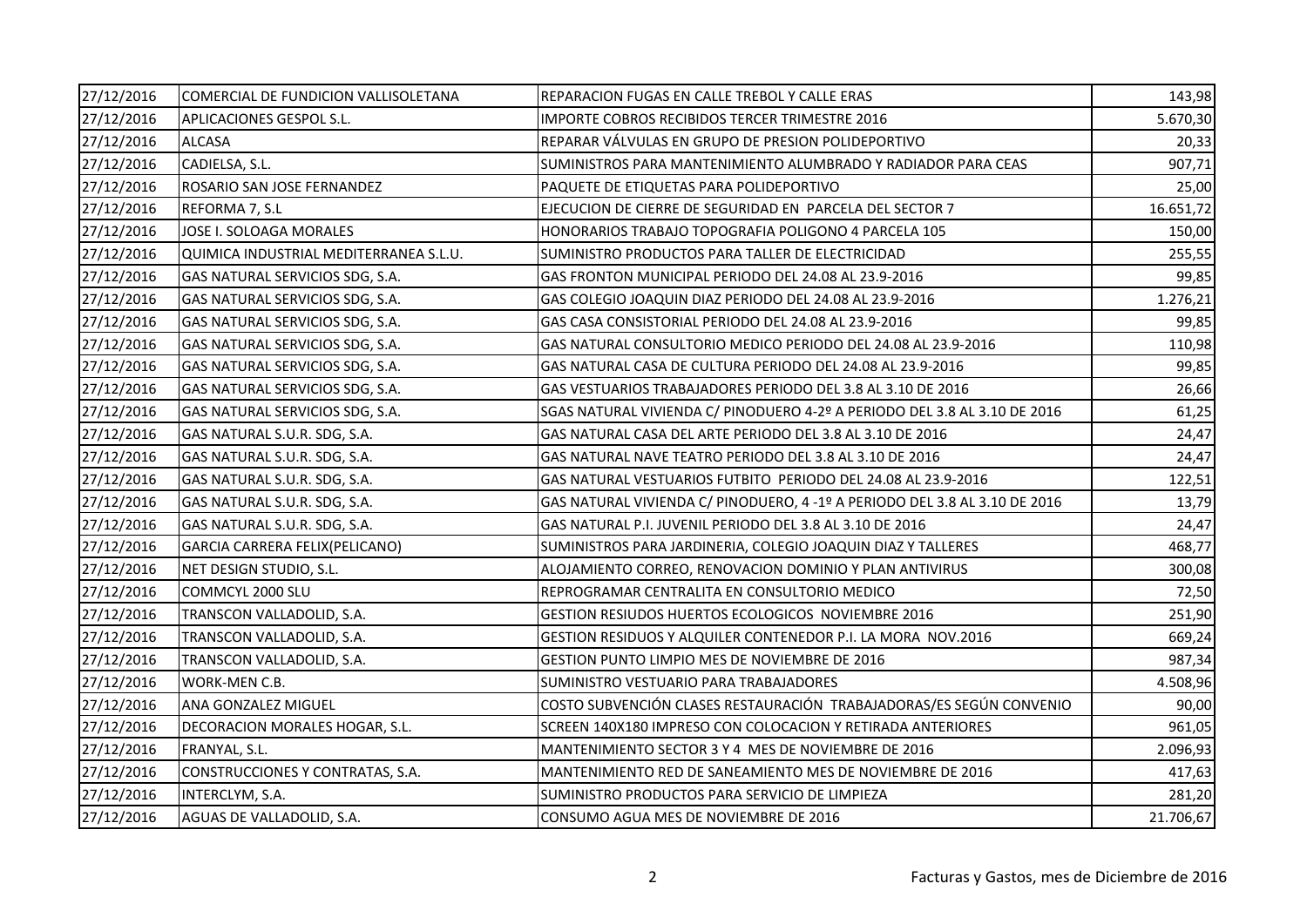| 27/12/2016 | COMERCIAL DE FUNDICION VALLISOLETANA | REPARACION FUGAS EN CALLE TREBOL Y CALLE ERAS | 143,98 |
|---|---|---|---|
| 27/12/2016 | APLICACIONES GESPOL S.L. | IMPORTE COBROS RECIBIDOS TERCER TRIMESTRE 2016 | 5.670,30 |
| 27/12/2016 | ALCASA | REPARAR VÁLVULAS EN GRUPO DE PRESION POLIDEPORTIVO | 20,33 |
| 27/12/2016 | CADIELSA, S.L. | SUMINISTROS PARA MANTENIMIENTO ALUMBRADO Y RADIADOR PARA CEAS | 907,71 |
| 27/12/2016 | ROSARIO SAN JOSE FERNANDEZ | PAQUETE DE ETIQUETAS PARA POLIDEPORTIVO | 25,00 |
| 27/12/2016 | REFORMA 7, S.L | EJECUCION DE CIERRE DE SEGURIDAD EN PARCELA DEL SECTOR 7 | 16.651,72 |
| 27/12/2016 | JOSE I. SOLOAGA MORALES | HONORARIOS TRABAJO TOPOGRAFIA POLIGONO 4 PARCELA 105 | 150,00 |
| 27/12/2016 | QUIMICA INDUSTRIAL MEDITERRANEA S.L.U. | SUMINISTRO PRODUCTOS PARA TALLER DE ELECTRICIDAD | 255,55 |
| 27/12/2016 | GAS NATURAL SERVICIOS SDG, S.A. | GAS FRONTON MUNICIPAL PERIODO DEL 24.08 AL 23.9-2016 | 99,85 |
| 27/12/2016 | GAS NATURAL SERVICIOS SDG, S.A. | GAS COLEGIO JOAQUIN DIAZ PERIODO DEL 24.08 AL 23.9-2016 | 1.276,21 |
| 27/12/2016 | GAS NATURAL SERVICIOS SDG, S.A. | GAS CASA CONSISTORIAL PERIODO DEL 24.08 AL 23.9-2016 | 99,85 |
| 27/12/2016 | GAS NATURAL SERVICIOS SDG, S.A. | GAS NATURAL CONSULTORIO MEDICO PERIODO DEL 24.08 AL 23.9-2016 | 110,98 |
| 27/12/2016 | GAS NATURAL SERVICIOS SDG, S.A. | GAS NATURAL CASA DE CULTURA PERIODO DEL 24.08 AL 23.9-2016 | 99,85 |
| 27/12/2016 | GAS NATURAL SERVICIOS SDG, S.A. | GAS VESTUARIOS TRABAJADORES PERIODO DEL 3.8 AL 3.10 DE 2016 | 26,66 |
| 27/12/2016 | GAS NATURAL SERVICIOS SDG, S.A. | SGAS NATURAL VIVIENDA C/ PINODUERO 4-2º A PERIODO DEL 3.8 AL 3.10 DE 2016 | 61,25 |
| 27/12/2016 | GAS NATURAL S.U.R. SDG, S.A. | GAS NATURAL CASA DEL ARTE PERIODO DEL 3.8 AL 3.10 DE 2016 | 24,47 |
| 27/12/2016 | GAS NATURAL S.U.R. SDG, S.A. | GAS NATURAL NAVE TEATRO PERIODO DEL 3.8 AL 3.10 DE 2016 | 24,47 |
| 27/12/2016 | GAS NATURAL S.U.R. SDG, S.A. | GAS NATURAL VESTUARIOS FUTBITO PERIODO DEL 24.08 AL 23.9-2016 | 122,51 |
| 27/12/2016 | GAS NATURAL S.U.R. SDG, S.A. | GAS NATURAL VIVIENDA C/ PINODUERO, 4 -1º A PERIODO DEL 3.8 AL 3.10 DE 2016 | 13,79 |
| 27/12/2016 | GAS NATURAL S.U.R. SDG, S.A. | GAS NATURAL P.I. JUVENIL PERIODO DEL 3.8 AL 3.10 DE 2016 | 24,47 |
| 27/12/2016 | GARCIA CARRERA FELIX(PELICANO) | SUMINISTROS PARA JARDINERIA, COLEGIO JOAQUIN DIAZ Y TALLERES | 468,77 |
| 27/12/2016 | NET DESIGN STUDIO, S.L. | ALOJAMIENTO CORREO, RENOVACION DOMINIO Y PLAN ANTIVIRUS | 300,08 |
| 27/12/2016 | COMMCYL 2000 SLU | REPROGRAMAR CENTRALITA EN CONSULTORIO MEDICO | 72,50 |
| 27/12/2016 | TRANSCON VALLADOLID, S.A. | GESTION RESIUDOS HUERTOS ECOLOGICOS NOVIEMBRE 2016 | 251,90 |
| 27/12/2016 | TRANSCON VALLADOLID, S.A. | GESTION RESIDUOS Y ALQUILER CONTENEDOR P.I. LA MORA NOV.2016 | 669,24 |
| 27/12/2016 | TRANSCON VALLADOLID, S.A. | GESTION PUNTO LIMPIO MES DE NOVIEMBRE DE 2016 | 987,34 |
| 27/12/2016 | WORK-MEN C.B. | SUMINISTRO VESTUARIO PARA TRABAJADORES | 4.508,96 |
| 27/12/2016 | ANA GONZALEZ MIGUEL | COSTO SUBVENCIÓN CLASES RESTAURACIÓN TRABAJADORAS/ES SEGÚN CONVENIO | 90,00 |
| 27/12/2016 | DECORACION MORALES HOGAR, S.L. | SCREEN 140X180 IMPRESO CON COLOCACION Y RETIRADA ANTERIORES | 961,05 |
| 27/12/2016 | FRANYAL, S.L. | MANTENIMIENTO SECTOR 3 Y 4 MES DE NOVIEMBRE DE 2016 | 2.096,93 |
| 27/12/2016 | CONSTRUCCIONES Y CONTRATAS, S.A. | MANTENIMIENTO RED DE SANEAMIENTO MES DE NOVIEMBRE DE 2016 | 417,63 |
| 27/12/2016 | INTERCLYM, S.A. | SUMINISTRO PRODUCTOS PARA SERVICIO DE LIMPIEZA | 281,20 |
| 27/12/2016 | AGUAS DE VALLADOLID, S.A. | CONSUMO AGUA MES DE NOVIEMBRE DE 2016 | 21.706,67 |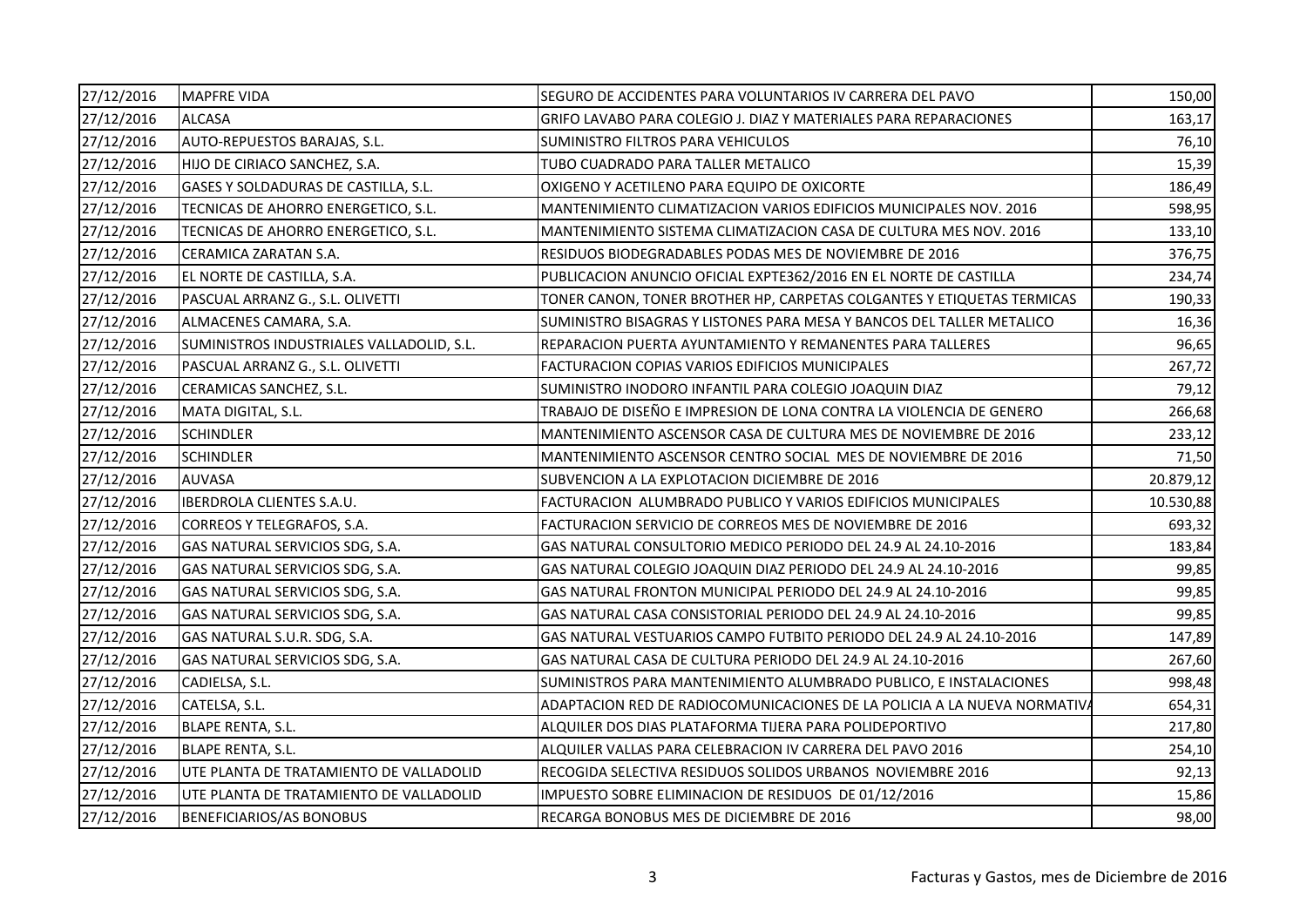| 27/12/2016 | MAPFRE VIDA | SEGURO DE ACCIDENTES PARA VOLUNTARIOS IV CARRERA DEL PAVO | 150,00 |
|---|---|---|---|
| 27/12/2016 | ALCASA | GRIFO LAVABO PARA COLEGIO J. DIAZ Y MATERIALES PARA REPARACIONES | 163,17 |
| 27/12/2016 | AUTO-REPUESTOS BARAJAS, S.L. | SUMINISTRO FILTROS PARA VEHICULOS | 76,10 |
| 27/12/2016 | HIJO DE CIRIACO SANCHEZ, S.A. | TUBO CUADRADO PARA TALLER METALICO | 15,39 |
| 27/12/2016 | GASES Y SOLDADURAS DE CASTILLA, S.L. | OXIGENO Y ACETILENO PARA EQUIPO DE OXICORTE | 186,49 |
| 27/12/2016 | TECNICAS DE AHORRO ENERGETICO, S.L. | MANTENIMIENTO CLIMATIZACION VARIOS EDIFICIOS MUNICIPALES NOV. 2016 | 598,95 |
| 27/12/2016 | TECNICAS DE AHORRO ENERGETICO, S.L. | MANTENIMIENTO SISTEMA CLIMATIZACION CASA DE CULTURA MES NOV. 2016 | 133,10 |
| 27/12/2016 | CERAMICA ZARATAN S.A. | RESIDUOS BIODEGRADABLES PODAS MES DE NOVIEMBRE DE 2016 | 376,75 |
| 27/12/2016 | EL NORTE DE CASTILLA, S.A. | PUBLICACION ANUNCIO OFICIAL EXPTE362/2016 EN EL NORTE DE CASTILLA | 234,74 |
| 27/12/2016 | PASCUAL ARRANZ G., S.L. OLIVETTI | TONER CANON, TONER BROTHER HP, CARPETAS COLGANTES Y ETIQUETAS TERMICAS | 190,33 |
| 27/12/2016 | ALMACENES CAMARA, S.A. | SUMINISTRO BISAGRAS Y LISTONES PARA MESA Y BANCOS DEL TALLER METALICO | 16,36 |
| 27/12/2016 | SUMINISTROS INDUSTRIALES VALLADOLID, S.L. | REPARACION PUERTA AYUNTAMIENTO Y REMANENTES PARA TALLERES | 96,65 |
| 27/12/2016 | PASCUAL ARRANZ G., S.L. OLIVETTI | FACTURACION COPIAS VARIOS EDIFICIOS MUNICIPALES | 267,72 |
| 27/12/2016 | CERAMICAS SANCHEZ, S.L. | SUMINISTRO INODORO INFANTIL PARA COLEGIO JOAQUIN DIAZ | 79,12 |
| 27/12/2016 | MATA DIGITAL, S.L. | TRABAJO DE DISEÑO E IMPRESION DE LONA CONTRA LA VIOLENCIA DE GENERO | 266,68 |
| 27/12/2016 | SCHINDLER | MANTENIMIENTO ASCENSOR CASA DE CULTURA MES DE NOVIEMBRE DE 2016 | 233,12 |
| 27/12/2016 | SCHINDLER | MANTENIMIENTO ASCENSOR CENTRO SOCIAL MES DE NOVIEMBRE DE 2016 | 71,50 |
| 27/12/2016 | AUVASA | SUBVENCION A LA EXPLOTACION DICIEMBRE DE 2016 | 20.879,12 |
| 27/12/2016 | IBERDROLA CLIENTES S.A.U. | FACTURACION ALUMBRADO PUBLICO Y VARIOS EDIFICIOS MUNICIPALES | 10.530,88 |
| 27/12/2016 | CORREOS Y TELEGRAFOS, S.A. | FACTURACION SERVICIO DE CORREOS MES DE NOVIEMBRE DE 2016 | 693,32 |
| 27/12/2016 | GAS NATURAL SERVICIOS SDG, S.A. | GAS NATURAL CONSULTORIO MEDICO PERIODO DEL 24.9 AL 24.10-2016 | 183,84 |
| 27/12/2016 | GAS NATURAL SERVICIOS SDG, S.A. | GAS NATURAL COLEGIO JOAQUIN DIAZ PERIODO DEL 24.9 AL 24.10-2016 | 99,85 |
| 27/12/2016 | GAS NATURAL SERVICIOS SDG, S.A. | GAS NATURAL FRONTON MUNICIPAL PERIODO DEL 24.9 AL 24.10-2016 | 99,85 |
| 27/12/2016 | GAS NATURAL SERVICIOS SDG, S.A. | GAS NATURAL CASA CONSISTORIAL PERIODO DEL 24.9 AL 24.10-2016 | 99,85 |
| 27/12/2016 | GAS NATURAL S.U.R. SDG, S.A. | GAS NATURAL VESTUARIOS CAMPO FUTBITO PERIODO DEL 24.9 AL 24.10-2016 | 147,89 |
| 27/12/2016 | GAS NATURAL SERVICIOS SDG, S.A. | GAS NATURAL CASA DE CULTURA PERIODO DEL 24.9 AL 24.10-2016 | 267,60 |
| 27/12/2016 | CADIELSA, S.L. | SUMINISTROS PARA MANTENIMIENTO ALUMBRADO PUBLICO, E INSTALACIONES | 998,48 |
| 27/12/2016 | CATELSA, S.L. | ADAPTACION RED DE RADIOCOMUNICACIONES DE LA POLICIA A LA NUEVA NORMATIVA | 654,31 |
| 27/12/2016 | BLAPE RENTA, S.L. | ALQUILER DOS DIAS PLATAFORMA TIJERA PARA POLIDEPORTIVO | 217,80 |
| 27/12/2016 | BLAPE RENTA, S.L. | ALQUILER VALLAS PARA CELEBRACION IV CARRERA DEL PAVO 2016 | 254,10 |
| 27/12/2016 | UTE PLANTA DE TRATAMIENTO DE VALLADOLID | RECOGIDA SELECTIVA RESIDUOS SOLIDOS URBANOS NOVIEMBRE 2016 | 92,13 |
| 27/12/2016 | UTE PLANTA DE TRATAMIENTO DE VALLADOLID | IMPUESTO SOBRE ELIMINACION DE RESIDUOS DE 01/12/2016 | 15,86 |
| 27/12/2016 | BENEFICIARIOS/AS BONOBUS | RECARGA BONOBUS MES DE DICIEMBRE DE 2016 | 98,00 |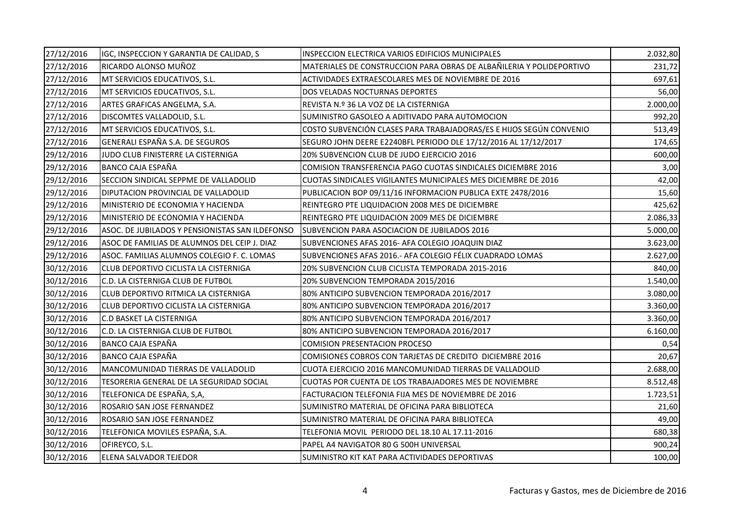| | | | |
|---|---|---|---|
| 27/12/2016 | IGC, INSPECCION Y GARANTIA DE CALIDAD, S | INSPECCION ELECTRICA VARIOS EDIFICIOS MUNICIPALES | 2.032,80 |
| 27/12/2016 | RICARDO ALONSO MUÑOZ | MATERIALES DE CONSTRUCCION PARA OBRAS DE ALBAÑILERIA Y POLIDEPORTIVO | 231,72 |
| 27/12/2016 | MT SERVICIOS EDUCATIVOS, S.L. | ACTIVIDADES EXTRAESCOLARES MES DE NOVIEMBRE DE 2016 | 697,61 |
| 27/12/2016 | MT SERVICIOS EDUCATIVOS, S.L. | DOS VELADAS NOCTURNAS DEPORTES | 56,00 |
| 27/12/2016 | ARTES GRAFICAS ANGELMA, S.A. | REVISTA N.º 36 LA VOZ DE LA CISTERNIGA | 2.000,00 |
| 27/12/2016 | DISCOMTES VALLADOLID, S.L. | SUMINISTRO GASOLEO A ADITIVADO PARA AUTOMOCION | 992,20 |
| 27/12/2016 | MT SERVICIOS EDUCATIVOS, S.L. | COSTO SUBVENCIÓN CLASES PARA TRABAJADORAS/ES E HIJOS SEGÚN CONVENIO | 513,49 |
| 27/12/2016 | GENERALI ESPAÑA S.A. DE SEGUROS | SEGURO JOHN DEERE E2240BFL PERIODO DLE 17/12/2016 AL 17/12/2017 | 174,65 |
| 29/12/2016 | JUDO CLUB FINISTERRE LA CISTERNIGA | 20% SUBVENCION CLUB DE JUDO EJERCICIO 2016 | 600,00 |
| 29/12/2016 | BANCO CAJA ESPAÑA | COMISION TRANSFERENCIA PAGO CUOTAS SINDICALES DICIEMBRE 2016 | 3,00 |
| 29/12/2016 | SECCION SINDICAL SEPPME DE VALLADOLID | CUOTAS SINDICALES VIGILANTES MUNICIPALES MES DICIEMBRE DE 2016 | 42,00 |
| 29/12/2016 | DIPUTACION PROVINCIAL DE VALLADOLID | PUBLICACION BOP 09/11/16 INFORMACION PUBLICA EXTE 2478/2016 | 15,60 |
| 29/12/2016 | MINISTERIO DE ECONOMIA Y HACIENDA | REINTEGRO PTE LIQUIDACION 2008 MES DE DICIEMBRE | 425,62 |
| 29/12/2016 | MINISTERIO DE ECONOMIA Y HACIENDA | REINTEGRO PTE LIQUIDACION 2009 MES DE DICIEMBRE | 2.086,33 |
| 29/12/2016 | ASOC. DE JUBILADOS Y PENSIONISTAS SAN ILDEFONSO | SUBVENCION PARA ASOCIACION DE JUBILADOS 2016 | 5.000,00 |
| 29/12/2016 | ASOC DE FAMILIAS DE ALUMNOS DEL CEIP J. DIAZ | SUBVENCIONES AFAS 2016- AFA COLEGIO JOAQUIN DIAZ | 3.623,00 |
| 29/12/2016 | ASOC. FAMILIAS ALUMNOS COLEGIO F. C. LOMAS | SUBVENCIONES AFAS 2016.- AFA COLEGIO FÉLIX CUADRADO LOMAS | 2.627,00 |
| 30/12/2016 | CLUB DEPORTIVO CICLISTA LA CISTERNIGA | 20% SUBVENCION CLUB CICLISTA TEMPORADA 2015-2016 | 840,00 |
| 30/12/2016 | C.D. LA CISTERNIGA CLUB DE FUTBOL | 20% SUBVENCION TEMPORADA 2015/2016 | 1.540,00 |
| 30/12/2016 | CLUB DEPORTIVO RITMICA LA CISTERNIGA | 80% ANTICIPO SUBVENCION TEMPORADA 2016/2017 | 3.080,00 |
| 30/12/2016 | CLUB DEPORTIVO CICLISTA LA CISTERNIGA | 80% ANTICIPO SUBVENCION TEMPORADA 2016/2017 | 3.360,00 |
| 30/12/2016 | C.D BASKET LA CISTERNIGA | 80% ANTICIPO SUBVENCION TEMPORADA 2016/2017 | 3.360,00 |
| 30/12/2016 | C.D. LA CISTERNIGA CLUB DE FUTBOL | 80% ANTICIPO SUBVENCION TEMPORADA 2016/2017 | 6.160,00 |
| 30/12/2016 | BANCO CAJA ESPAÑA | COMISION PRESENTACION PROCESO | 0,54 |
| 30/12/2016 | BANCO CAJA ESPAÑA | COMISIONES COBROS CON TARJETAS DE CREDITO DICIEMBRE 2016 | 20,67 |
| 30/12/2016 | MANCOMUNIDAD TIERRAS DE VALLADOLID | CUOTA EJERCICIO 2016 MANCOMUNIDAD TIERRAS DE VALLADOLID | 2.688,00 |
| 30/12/2016 | TESORERIA GENERAL DE LA SEGURIDAD SOCIAL | CUOTAS POR CUENTA DE LOS TRABAJADORES MES DE NOVIEMBRE | 8.512,48 |
| 30/12/2016 | TELEFONICA DE ESPAÑA, S,A, | FACTURACION TELEFONIA FIJA MES DE NOVIEMBRE DE 2016 | 1.723,51 |
| 30/12/2016 | ROSARIO SAN JOSE FERNANDEZ | SUMINISTRO MATERIAL DE OFICINA PARA BIBLIOTECA | 21,60 |
| 30/12/2016 | ROSARIO SAN JOSE FERNANDEZ | SUMINISTRO MATERIAL DE OFICINA PARA BIBLIOTECA | 49,00 |
| 30/12/2016 | TELEFONICA MOVILES ESPAÑA, S.A. | TELEFONIA MOVIL PERIODO DEL 18.10 AL 17.11-2016 | 680,38 |
| 30/12/2016 | OFIREYCO, S.L. | PAPEL A4 NAVIGATOR 80 G 500H UNIVERSAL | 900,24 |
| 30/12/2016 | ELENA SALVADOR TEJEDOR | SUMINISTRO KIT KAT PARA ACTIVIDADES DEPORTIVAS | 100,00 |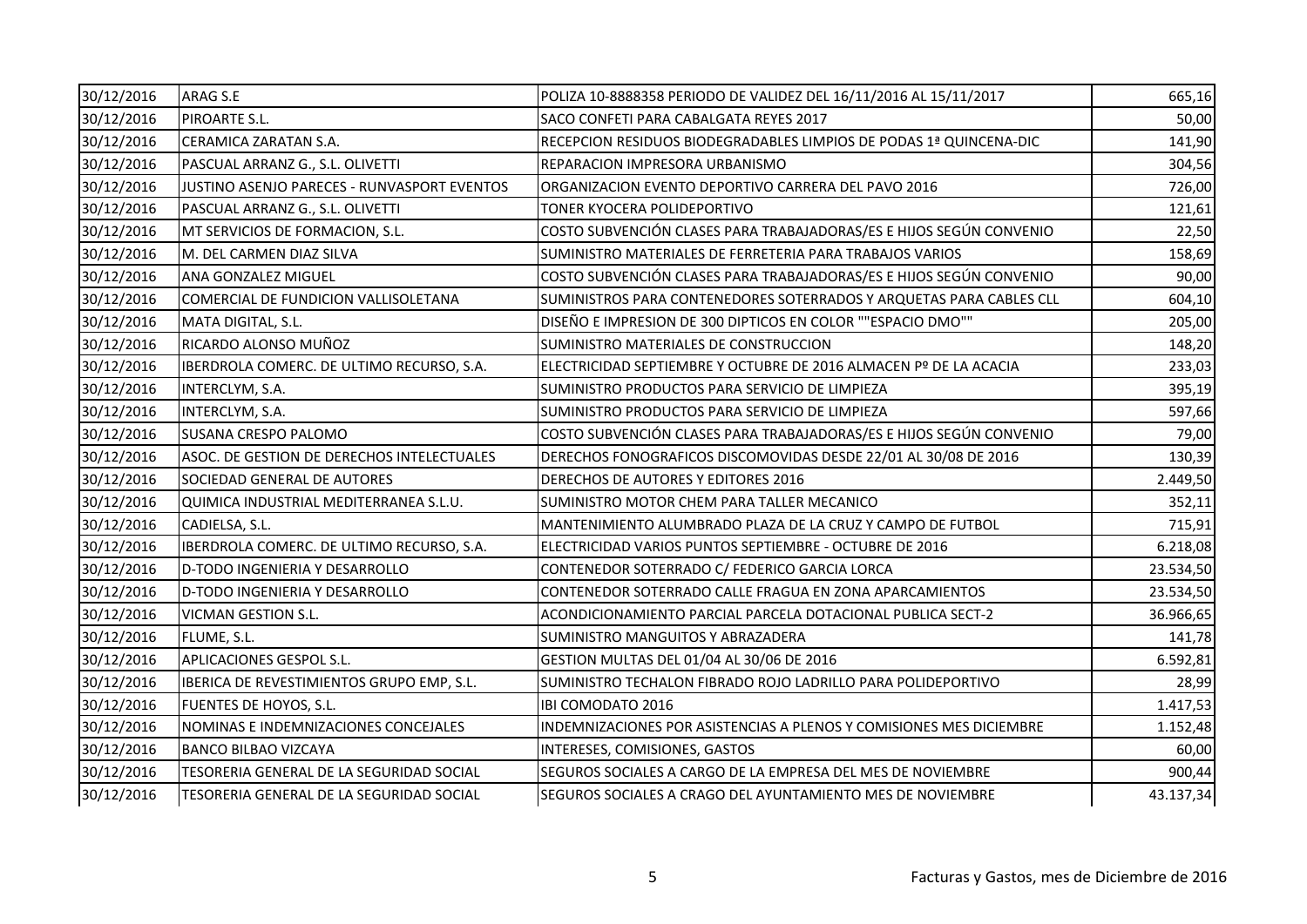| | | | |
|---|---|---|---|
| 30/12/2016 | ARAG S.E | POLIZA 10-8888358 PERIODO DE VALIDEZ DEL 16/11/2016 AL 15/11/2017 | 665,16 |
| 30/12/2016 | PIROARTE S.L. | SACO CONFETI PARA CABALGATA REYES 2017 | 50,00 |
| 30/12/2016 | CERAMICA ZARATAN S.A. | RECEPCION RESIDUOS BIODEGRADABLES LIMPIOS DE PODAS 1ª QUINCENA-DIC | 141,90 |
| 30/12/2016 | PASCUAL ARRANZ G., S.L. OLIVETTI | REPARACION IMPRESORA URBANISMO | 304,56 |
| 30/12/2016 | JUSTINO ASENJO PARECES - RUNVASPORT EVENTOS | ORGANIZACION EVENTO DEPORTIVO CARRERA DEL PAVO 2016 | 726,00 |
| 30/12/2016 | PASCUAL ARRANZ G., S.L. OLIVETTI | TONER KYOCERA POLIDEPORTIVO | 121,61 |
| 30/12/2016 | MT SERVICIOS DE FORMACION, S.L. | COSTO SUBVENCIÓN CLASES PARA TRABAJADORAS/ES E HIJOS SEGÚN CONVENIO | 22,50 |
| 30/12/2016 | M. DEL CARMEN DIAZ SILVA | SUMINISTRO MATERIALES DE FERRETERIA PARA TRABAJOS VARIOS | 158,69 |
| 30/12/2016 | ANA GONZALEZ MIGUEL | COSTO SUBVENCIÓN CLASES PARA TRABAJADORAS/ES E HIJOS SEGÚN CONVENIO | 90,00 |
| 30/12/2016 | COMERCIAL DE FUNDICION VALLISOLETANA | SUMINISTROS PARA CONTENEDORES SOTERRADOS Y ARQUETAS PARA CABLES CLL | 604,10 |
| 30/12/2016 | MATA DIGITAL, S.L. | DISEÑO E IMPRESION DE 300 DIPTICOS EN COLOR ""ESPACIO DMO"" | 205,00 |
| 30/12/2016 | RICARDO ALONSO MUÑOZ | SUMINISTRO MATERIALES DE CONSTRUCCION | 148,20 |
| 30/12/2016 | IBERDROLA COMERC. DE ULTIMO RECURSO, S.A. | ELECTRICIDAD SEPTIEMBRE Y OCTUBRE DE 2016 ALMACEN Pº DE LA ACACIA | 233,03 |
| 30/12/2016 | INTERCLYM, S.A. | SUMINISTRO PRODUCTOS PARA SERVICIO DE LIMPIEZA | 395,19 |
| 30/12/2016 | INTERCLYM, S.A. | SUMINISTRO PRODUCTOS PARA SERVICIO DE LIMPIEZA | 597,66 |
| 30/12/2016 | SUSANA CRESPO PALOMO | COSTO SUBVENCIÓN CLASES PARA TRABAJADORAS/ES E HIJOS SEGÚN CONVENIO | 79,00 |
| 30/12/2016 | ASOC. DE GESTION DE DERECHOS INTELECTUALES | DERECHOS FONOGRAFICOS DISCOMOVIDAS DESDE 22/01 AL 30/08 DE 2016 | 130,39 |
| 30/12/2016 | SOCIEDAD GENERAL DE AUTORES | DERECHOS DE AUTORES Y EDITORES 2016 | 2.449,50 |
| 30/12/2016 | QUIMICA INDUSTRIAL MEDITERRANEA S.L.U. | SUMINISTRO MOTOR CHEM PARA TALLER MECANICO | 352,11 |
| 30/12/2016 | CADIELSA, S.L. | MANTENIMIENTO ALUMBRADO PLAZA DE LA CRUZ Y CAMPO DE FUTBOL | 715,91 |
| 30/12/2016 | IBERDROLA COMERC. DE ULTIMO RECURSO, S.A. | ELECTRICIDAD VARIOS PUNTOS SEPTIEMBRE - OCTUBRE DE 2016 | 6.218,08 |
| 30/12/2016 | D-TODO INGENIERIA Y DESARROLLO | CONTENEDOR SOTERRADO C/ FEDERICO GARCIA LORCA | 23.534,50 |
| 30/12/2016 | D-TODO INGENIERIA Y DESARROLLO | CONTENEDOR SOTERRADO CALLE FRAGUA EN ZONA APARCAMIENTOS | 23.534,50 |
| 30/12/2016 | VICMAN GESTION S.L. | ACONDICIONAMIENTO PARCIAL PARCELA DOTACIONAL PUBLICA SECT-2 | 36.966,65 |
| 30/12/2016 | FLUME, S.L. | SUMINISTRO MANGUITOS Y ABRAZADERA | 141,78 |
| 30/12/2016 | APLICACIONES GESPOL S.L. | GESTION MULTAS DEL 01/04 AL 30/06 DE 2016 | 6.592,81 |
| 30/12/2016 | IBERICA DE REVESTIMIENTOS GRUPO EMP, S.L. | SUMINISTRO TECHALON FIBRADO ROJO LADRILLO PARA POLIDEPORTIVO | 28,99 |
| 30/12/2016 | FUENTES DE HOYOS, S.L. | IBI COMODATO 2016 | 1.417,53 |
| 30/12/2016 | NOMINAS E INDEMNIZACIONES CONCEJALES | INDEMNIZACIONES POR ASISTENCIAS A PLENOS Y COMISIONES MES DICIEMBRE | 1.152,48 |
| 30/12/2016 | BANCO BILBAO VIZCAYA | INTERESES, COMISIONES, GASTOS | 60,00 |
| 30/12/2016 | TESORERIA GENERAL DE LA SEGURIDAD SOCIAL | SEGUROS SOCIALES A CARGO DE LA EMPRESA DEL MES DE NOVIEMBRE | 900,44 |
| 30/12/2016 | TESORERIA GENERAL DE LA SEGURIDAD SOCIAL | SEGUROS SOCIALES A CRAGO DEL AYUNTAMIENTO MES DE NOVIEMBRE | 43.137,34 |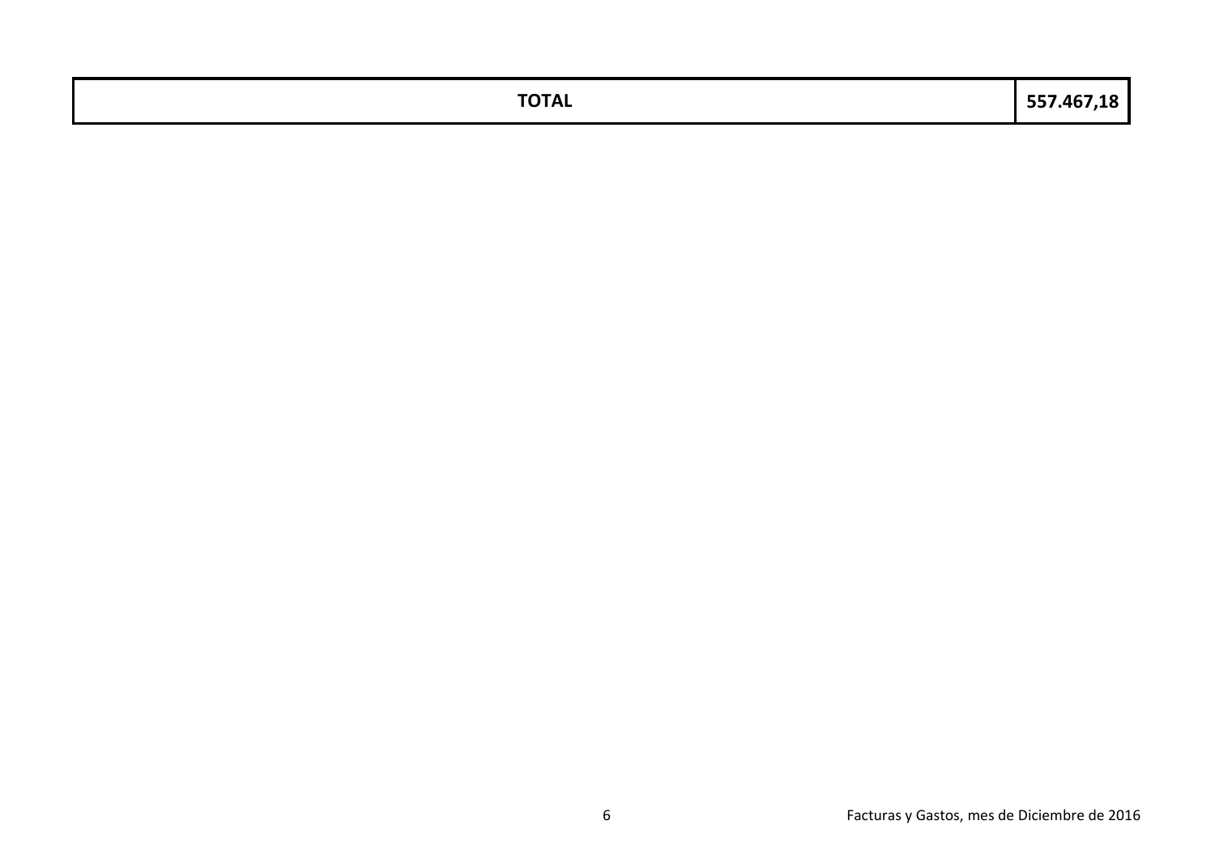| | |
|---|---|
| **TOTAL** | **557.467,18** |